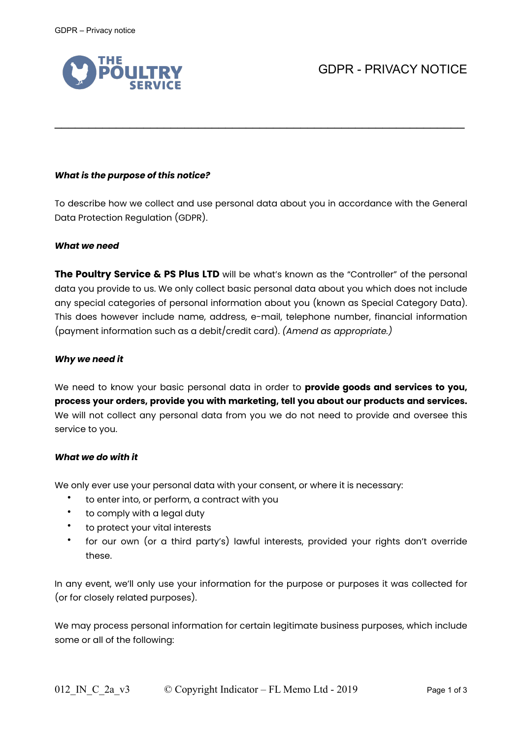# GDPR - PRIVACY NOTICE

***What is the purpose of this notice?***

To describe how we collect and use personal data about you in accordance with the General Data Protection Regulation (GDPR).

***What we need***

**The Poultry Service & PS Plus LTD** will be what's known as the "Controller" of the personal data you provide to us. We only collect basic personal data about you which does not include any special categories of personal information about you (known as Special Category Data). This does however include name, address, e-mail, telephone number, financial information (payment information such as a debit/credit card). *(Amend as appropriate.)*

***Why we need it***

We need to know your basic personal data in order to **provide goods and services to you, process your orders, provide you with marketing, tell you about our products and services.** We will not collect any personal data from you we do not need to provide and oversee this service to you.

***What we do with it***

We only ever use your personal data with your consent, or where it is necessary:

- to enter into, or perform, a contract with you
- to comply with a legal duty
- to protect your vital interests
- for our own (or a third party's) lawful interests, provided your rights don't override these.

In any event, we'll only use your information for the purpose or purposes it was collected for (or for closely related purposes).

We may process personal information for certain legitimate business purposes, which include some or all of the following: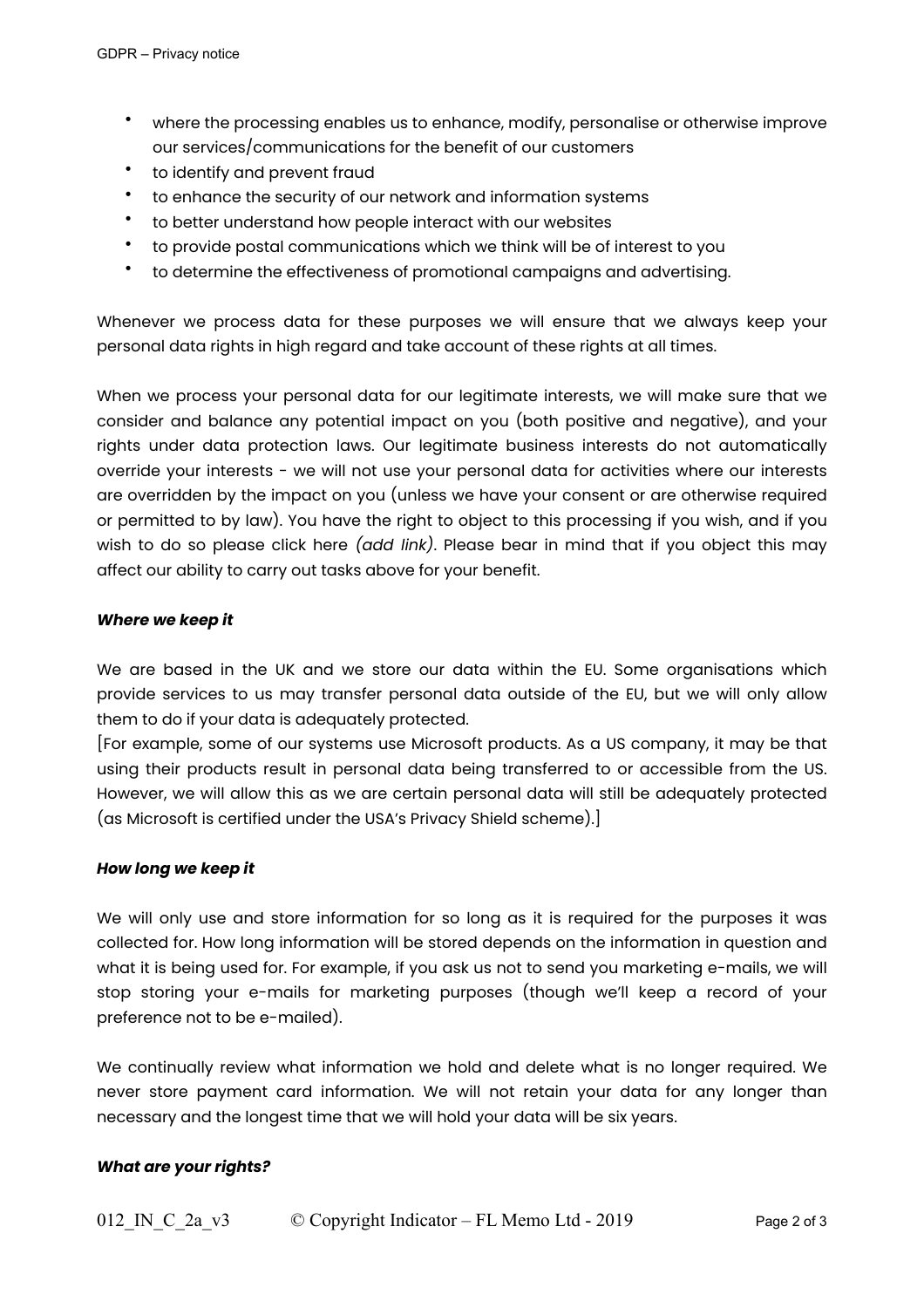- where the processing enables us to enhance, modify, personalise or otherwise improve our services/communications for the benefit of our customers
- to identify and prevent fraud
- to enhance the security of our network and information systems
- to better understand how people interact with our websites
- to provide postal communications which we think will be of interest to you
- to determine the effectiveness of promotional campaigns and advertising.

Whenever we process data for these purposes we will ensure that we always keep your personal data rights in high regard and take account of these rights at all times.

When we process your personal data for our legitimate interests, we will make sure that we consider and balance any potential impact on you (both positive and negative), and your rights under data protection laws. Our legitimate business interests do not automatically override your interests - we will not use your personal data for activities where our interests are overridden by the impact on you (unless we have your consent or are otherwise required or permitted to by law). You have the right to object to this processing if you wish, and if you wish to do so please click here *(add link)*. Please bear in mind that if you object this may affect our ability to carry out tasks above for your benefit.

***Where we keep it***

We are based in the UK and we store our data within the EU. Some organisations which provide services to us may transfer personal data outside of the EU, but we will only allow them to do if your data is adequately protected.
[For example, some of our systems use Microsoft products. As a US company, it may be that using their products result in personal data being transferred to or accessible from the US. However, we will allow this as we are certain personal data will still be adequately protected (as Microsoft is certified under the USA's Privacy Shield scheme).]

***How long we keep it***

We will only use and store information for so long as it is required for the purposes it was collected for. How long information will be stored depends on the information in question and what it is being used for. For example, if you ask us not to send you marketing e-mails, we will stop storing your e-mails for marketing purposes (though we'll keep a record of your preference not to be e-mailed).

We continually review what information we hold and delete what is no longer required. We never store payment card information. We will not retain your data for any longer than necessary and the longest time that we will hold your data will be six years.

***What are your rights?***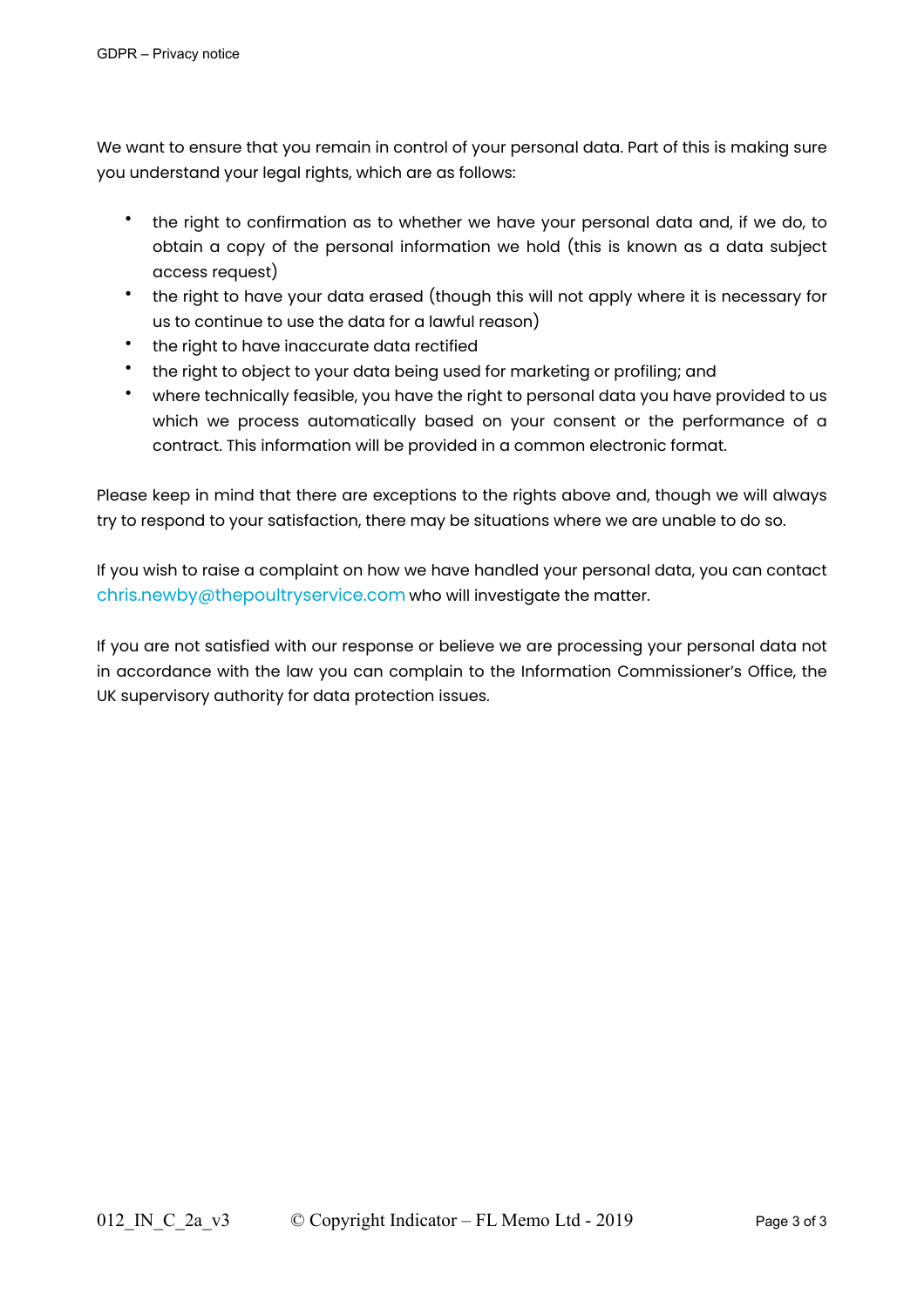We want to ensure that you remain in control of your personal data. Part of this is making sure you understand your legal rights, which are as follows:

- the right to confirmation as to whether we have your personal data and, if we do, to obtain a copy of the personal information we hold (this is known as a data subject access request)
- the right to have your data erased (though this will not apply where it is necessary for us to continue to use the data for a lawful reason)
- the right to have inaccurate data rectified
- the right to object to your data being used for marketing or profiling; and
- where technically feasible, you have the right to personal data you have provided to us which we process automatically based on your consent or the performance of a contract. This information will be provided in a common electronic format.

Please keep in mind that there are exceptions to the rights above and, though we will always try to respond to your satisfaction, there may be situations where we are unable to do so.

If you wish to raise a complaint on how we have handled your personal data, you can contact chris.newby@thepoultryservice.com who will investigate the matter.

If you are not satisfied with our response or believe we are processing your personal data not in accordance with the law you can complain to the Information Commissioner's Office, the UK supervisory authority for data protection issues.